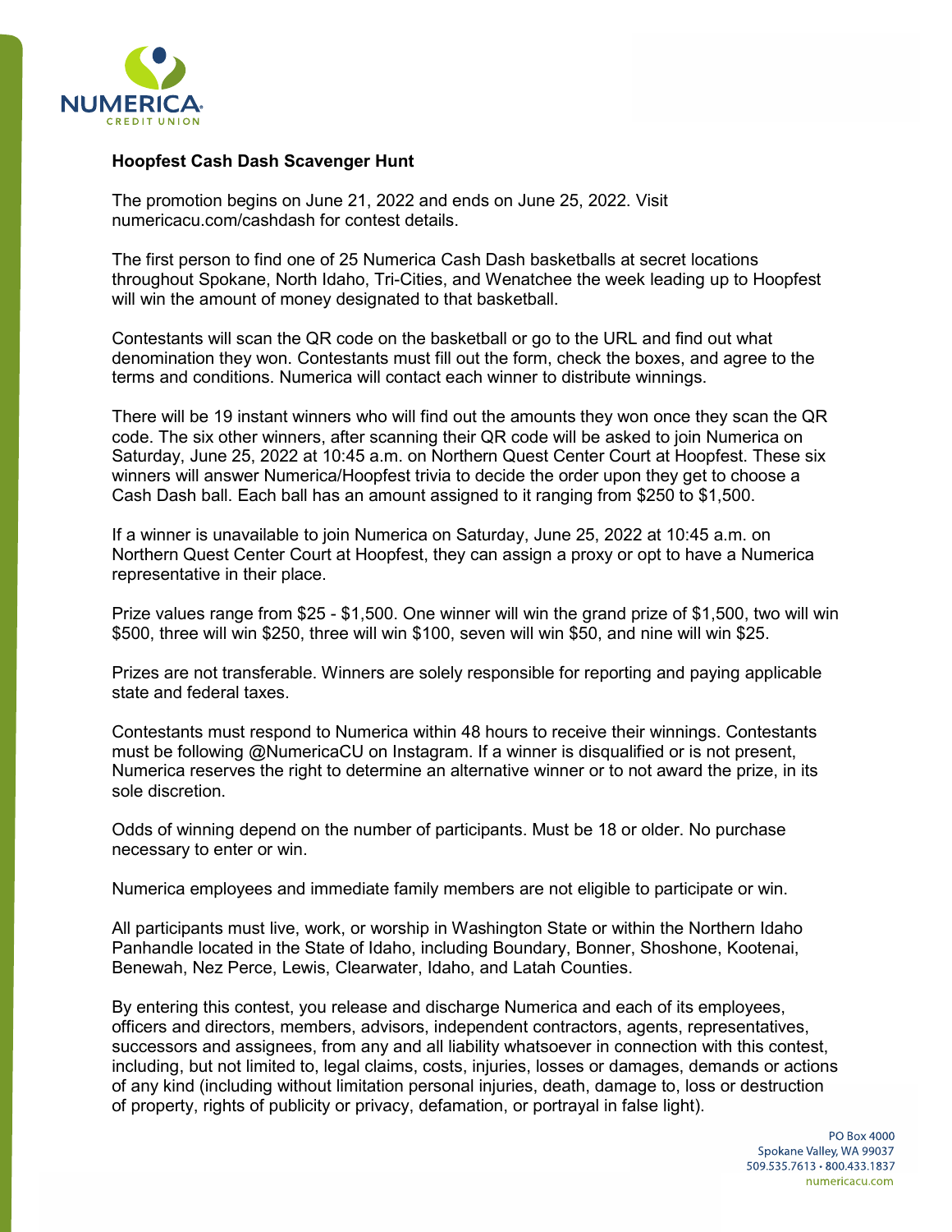NUMERICA CREDIT UNION

**Hoopfest Cash Dash Scavenger Hunt**

The promotion begins on June 21, 2022 and ends on June 25, 2022. Visit numericacu.com/cashdash for contest details.

The first person to find one of 25 Numerica Cash Dash basketballs at secret locations throughout Spokane, North Idaho, Tri-Cities, and Wenatchee the week leading up to Hoopfest will win the amount of money designated to that basketball.

Contestants will scan the QR code on the basketball or go to the URL and find out what denomination they won. Contestants must fill out the form, check the boxes, and agree to the terms and conditions. Numerica will contact each winner to distribute winnings.

There will be 19 instant winners who will find out the amounts they won once they scan the QR code. The six other winners, after scanning their QR code will be asked to join Numerica on Saturday, June 25, 2022 at 10:45 a.m. on Northern Quest Center Court at Hoopfest. These six winners will answer Numerica/Hoopfest trivia to decide the order upon they get to choose a Cash Dash ball. Each ball has an amount assigned to it ranging from $250 to $1,500.

If a winner is unavailable to join Numerica on Saturday, June 25, 2022 at 10:45 a.m. on Northern Quest Center Court at Hoopfest, they can assign a proxy or opt to have a Numerica representative in their place.

Prize values range from $25 - $1,500. One winner will win the grand prize of $1,500, two will win $500, three will win $250, three will win $100, seven will win $50, and nine will win $25.

Prizes are not transferable. Winners are solely responsible for reporting and paying applicable state and federal taxes.

Contestants must respond to Numerica within 48 hours to receive their winnings. Contestants must be following @NumericaCU on Instagram. If a winner is disqualified or is not present, Numerica reserves the right to determine an alternative winner or to not award the prize, in its sole discretion.

Odds of winning depend on the number of participants. Must be 18 or older. No purchase necessary to enter or win.

Numerica employees and immediate family members are not eligible to participate or win.

All participants must live, work, or worship in Washington State or within the Northern Idaho Panhandle located in the State of Idaho, including Boundary, Bonner, Shoshone, Kootenai, Benewah, Nez Perce, Lewis, Clearwater, Idaho, and Latah Counties.

By entering this contest, you release and discharge Numerica and each of its employees, officers and directors, members, advisors, independent contractors, agents, representatives, successors and assignees, from any and all liability whatsoever in connection with this contest, including, but not limited to, legal claims, costs, injuries, losses or damages, demands or actions of any kind (including without limitation personal injuries, death, damage to, loss or destruction of property, rights of publicity or privacy, defamation, or portrayal in false light).

PO Box 4000
Spokane Valley, WA 99037
509.535.7613 • 800.433.1837
numericacu.com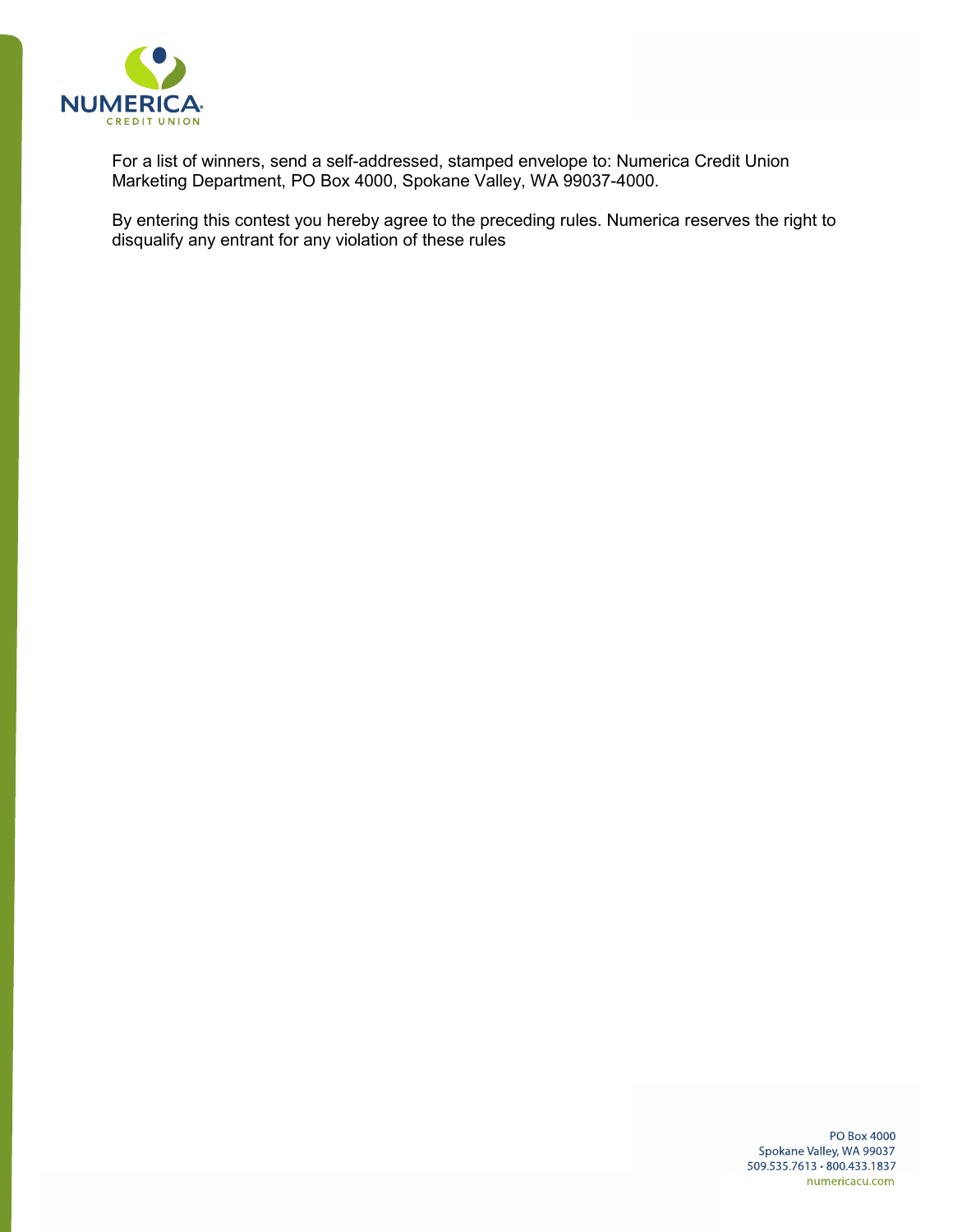For a list of winners, send a self-addressed, stamped envelope to: Numerica Credit Union Marketing Department, PO Box 4000, Spokane Valley, WA 99037-4000.

By entering this contest you hereby agree to the preceding rules. Numerica reserves the right to disqualify any entrant for any violation of these rules

PO Box 4000
Spokane Valley, WA 99037
509.535.7613 • 800.433.1837
numericacu.com